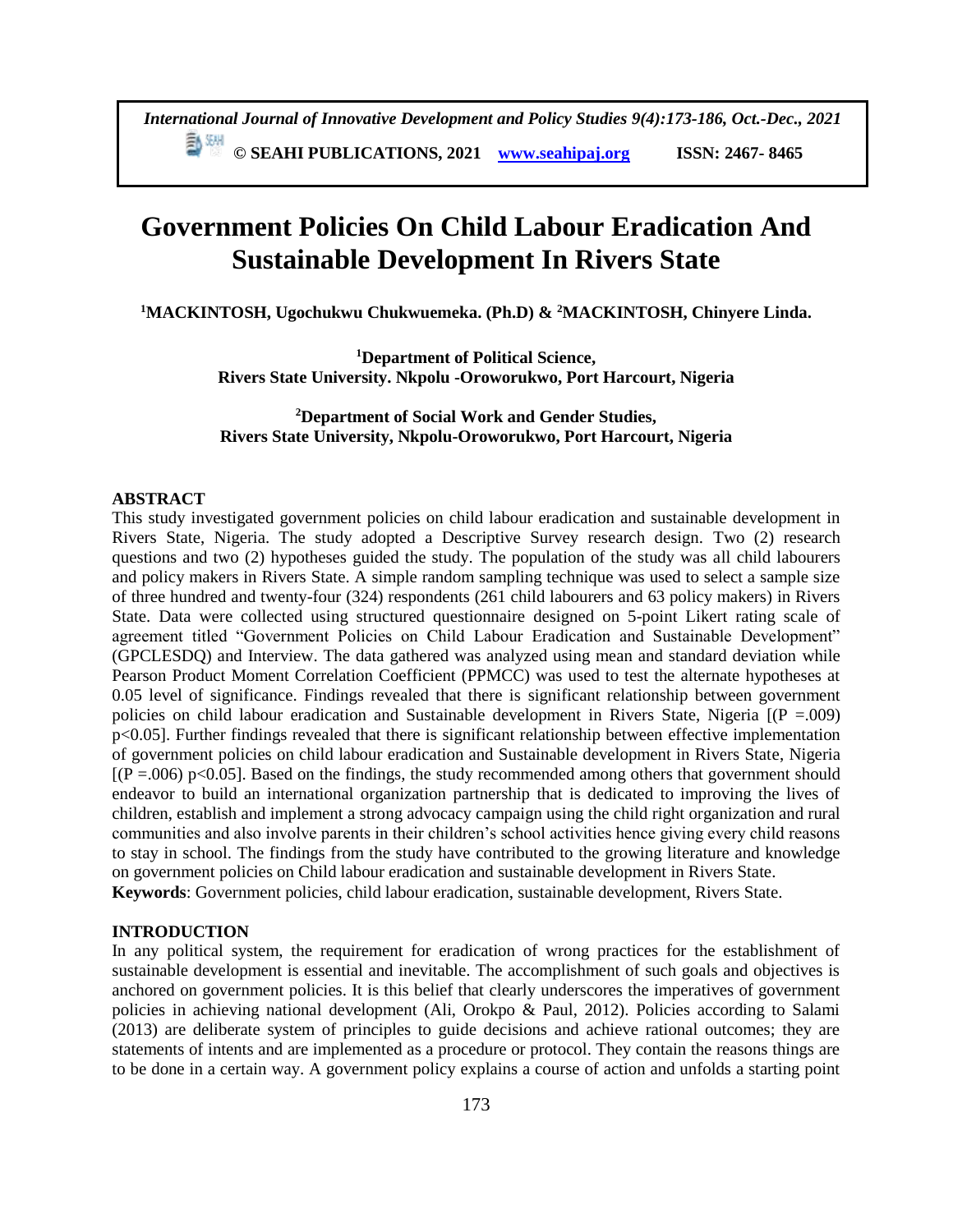# Government Policies On Child Labour Eradication And Sustainable Development In Rivers State

**[1]MACKINTOSH, Ugochukwu Chukwuemeka. (Ph.D) & [2]MACKINTOSH, Chinyere Linda.**

**[1]Department of Political Science,
Rivers State University. Nkpolu -Oroworukwo, Port Harcourt, Nigeria**

**[2]Department of Social Work and Gender Studies,
Rivers State University, Nkpolu-Oroworukwo, Port Harcourt, Nigeria**

## ABSTRACT

This study investigated government policies on child labour eradication and sustainable development in Rivers State, Nigeria. The study adopted a Descriptive Survey research design. Two (2) research questions and two (2) hypotheses guided the study. The population of the study was all child labourers and policy makers in Rivers State. A simple random sampling technique was used to select a sample size of three hundred and twenty-four (324) respondents (261 child labourers and 63 policy makers) in Rivers State. Data were collected using structured questionnaire designed on 5-point Likert rating scale of agreement titled "Government Policies on Child Labour Eradication and Sustainable Development" (GPCLESDQ) and Interview. The data gathered was analyzed using mean and standard deviation while Pearson Product Moment Correlation Coefficient (PPMCC) was used to test the alternate hypotheses at 0.05 level of significance. Findings revealed that there is significant relationship between government policies on child labour eradication and Sustainable development in Rivers State, Nigeria [$(P = .009)$ $p<0.05$]. Further findings revealed that there is significant relationship between effective implementation of government policies on child labour eradication and Sustainable development in Rivers State, Nigeria [$(P = .006)$ $p<0.05$]. Based on the findings, the study recommended among others that government should endeavor to build an international organization partnership that is dedicated to improving the lives of children, establish and implement a strong advocacy campaign using the child right organization and rural communities and also involve parents in their children's school activities hence giving every child reasons to stay in school. The findings from the study have contributed to the growing literature and knowledge on government policies on Child labour eradication and sustainable development in Rivers State.

**Keywords**: Government policies, child labour eradication, sustainable development, Rivers State.

## INTRODUCTION

In any political system, the requirement for eradication of wrong practices for the establishment of sustainable development is essential and inevitable. The accomplishment of such goals and objectives is anchored on government policies. It is this belief that clearly underscores the imperatives of government policies in achieving national development (Ali, Orokpo & Paul, 2012). Policies according to Salami (2013) are deliberate system of principles to guide decisions and achieve rational outcomes; they are statements of intents and are implemented as a procedure or protocol. They contain the reasons things are to be done in a certain way. A government policy explains a course of action and unfolds a starting point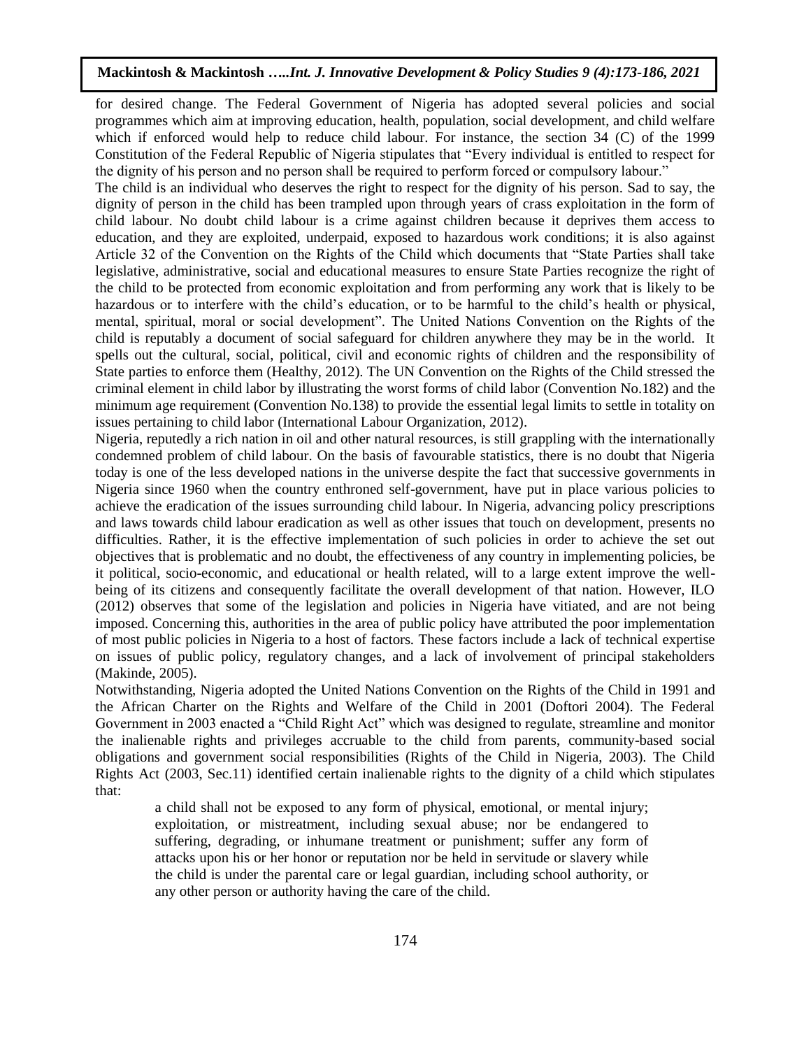for desired change. The Federal Government of Nigeria has adopted several policies and social programmes which aim at improving education, health, population, social development, and child welfare which if enforced would help to reduce child labour. For instance, the section 34 (C) of the 1999 Constitution of the Federal Republic of Nigeria stipulates that "Every individual is entitled to respect for the dignity of his person and no person shall be required to perform forced or compulsory labour."

The child is an individual who deserves the right to respect for the dignity of his person. Sad to say, the dignity of person in the child has been trampled upon through years of crass exploitation in the form of child labour. No doubt child labour is a crime against children because it deprives them access to education, and they are exploited, underpaid, exposed to hazardous work conditions; it is also against Article 32 of the Convention on the Rights of the Child which documents that "State Parties shall take legislative, administrative, social and educational measures to ensure State Parties recognize the right of the child to be protected from economic exploitation and from performing any work that is likely to be hazardous or to interfere with the child's education, or to be harmful to the child's health or physical, mental, spiritual, moral or social development". The United Nations Convention on the Rights of the child is reputably a document of social safeguard for children anywhere they may be in the world. It spells out the cultural, social, political, civil and economic rights of children and the responsibility of State parties to enforce them (Healthy, 2012). The UN Convention on the Rights of the Child stressed the criminal element in child labor by illustrating the worst forms of child labor (Convention No.182) and the minimum age requirement (Convention No.138) to provide the essential legal limits to settle in totality on issues pertaining to child labor (International Labour Organization, 2012).

Nigeria, reputedly a rich nation in oil and other natural resources, is still grappling with the internationally condemned problem of child labour. On the basis of favourable statistics, there is no doubt that Nigeria today is one of the less developed nations in the universe despite the fact that successive governments in Nigeria since 1960 when the country enthroned self-government, have put in place various policies to achieve the eradication of the issues surrounding child labour. In Nigeria, advancing policy prescriptions and laws towards child labour eradication as well as other issues that touch on development, presents no difficulties. Rather, it is the effective implementation of such policies in order to achieve the set out objectives that is problematic and no doubt, the effectiveness of any country in implementing policies, be it political, socio-economic, and educational or health related, will to a large extent improve the well-being of its citizens and consequently facilitate the overall development of that nation. However, ILO (2012) observes that some of the legislation and policies in Nigeria have vitiated, and are not being imposed. Concerning this, authorities in the area of public policy have attributed the poor implementation of most public policies in Nigeria to a host of factors. These factors include a lack of technical expertise on issues of public policy, regulatory changes, and a lack of involvement of principal stakeholders (Makinde, 2005).

Notwithstanding, Nigeria adopted the United Nations Convention on the Rights of the Child in 1991 and the African Charter on the Rights and Welfare of the Child in 2001 (Doftori 2004). The Federal Government in 2003 enacted a "Child Right Act" which was designed to regulate, streamline and monitor the inalienable rights and privileges accruable to the child from parents, community-based social obligations and government social responsibilities (Rights of the Child in Nigeria, 2003). The Child Rights Act (2003, Sec.11) identified certain inalienable rights to the dignity of a child which stipulates that:

> a child shall not be exposed to any form of physical, emotional, or mental injury; exploitation, or mistreatment, including sexual abuse; nor be endangered to suffering, degrading, or inhumane treatment or punishment; suffer any form of attacks upon his or her honor or reputation nor be held in servitude or slavery while the child is under the parental care or legal guardian, including school authority, or any other person or authority having the care of the child.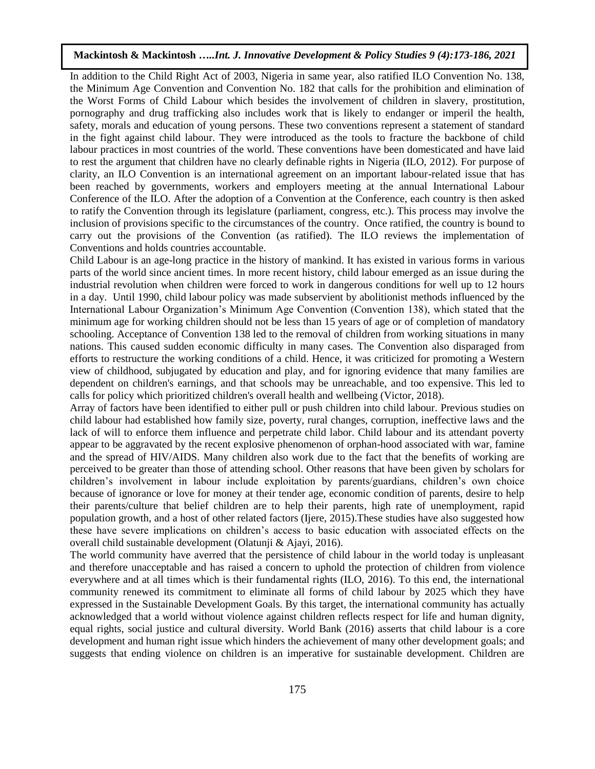In addition to the Child Right Act of 2003, Nigeria in same year, also ratified ILO Convention No. 138, the Minimum Age Convention and Convention No. 182 that calls for the prohibition and elimination of the Worst Forms of Child Labour which besides the involvement of children in slavery, prostitution, pornography and drug trafficking also includes work that is likely to endanger or imperil the health, safety, morals and education of young persons. These two conventions represent a statement of standard in the fight against child labour. They were introduced as the tools to fracture the backbone of child labour practices in most countries of the world. These conventions have been domesticated and have laid to rest the argument that children have no clearly definable rights in Nigeria (ILO, 2012). For purpose of clarity, an ILO Convention is an international agreement on an important labour-related issue that has been reached by governments, workers and employers meeting at the annual International Labour Conference of the ILO. After the adoption of a Convention at the Conference, each country is then asked to ratify the Convention through its legislature (parliament, congress, etc.). This process may involve the inclusion of provisions specific to the circumstances of the country. Once ratified, the country is bound to carry out the provisions of the Convention (as ratified). The ILO reviews the implementation of Conventions and holds countries accountable.

Child Labour is an age-long practice in the history of mankind. It has existed in various forms in various parts of the world since ancient times. In more recent history, child labour emerged as an issue during the industrial revolution when children were forced to work in dangerous conditions for well up to 12 hours in a day. Until 1990, child labour policy was made subservient by abolitionist methods influenced by the International Labour Organization's Minimum Age Convention (Convention 138), which stated that the minimum age for working children should not be less than 15 years of age or of completion of mandatory schooling. Acceptance of Convention 138 led to the removal of children from working situations in many nations. This caused sudden economic difficulty in many cases. The Convention also disparaged from efforts to restructure the working conditions of a child. Hence, it was criticized for promoting a Western view of childhood, subjugated by education and play, and for ignoring evidence that many families are dependent on children's earnings, and that schools may be unreachable, and too expensive. This led to calls for policy which prioritized children's overall health and wellbeing (Victor, 2018).

Array of factors have been identified to either pull or push children into child labour. Previous studies on child labour had established how family size, poverty, rural changes, corruption, ineffective laws and the lack of will to enforce them influence and perpetrate child labor. Child labour and its attendant poverty appear to be aggravated by the recent explosive phenomenon of orphan-hood associated with war, famine and the spread of HIV/AIDS. Many children also work due to the fact that the benefits of working are perceived to be greater than those of attending school. Other reasons that have been given by scholars for children's involvement in labour include exploitation by parents/guardians, children's own choice because of ignorance or love for money at their tender age, economic condition of parents, desire to help their parents/culture that belief children are to help their parents, high rate of unemployment, rapid population growth, and a host of other related factors (Ijere, 2015).These studies have also suggested how these have severe implications on children's access to basic education with associated effects on the overall child sustainable development (Olatunji & Ajayi, 2016).

The world community have averred that the persistence of child labour in the world today is unpleasant and therefore unacceptable and has raised a concern to uphold the protection of children from violence everywhere and at all times which is their fundamental rights (ILO, 2016). To this end, the international community renewed its commitment to eliminate all forms of child labour by 2025 which they have expressed in the Sustainable Development Goals. By this target, the international community has actually acknowledged that a world without violence against children reflects respect for life and human dignity, equal rights, social justice and cultural diversity. World Bank (2016) asserts that child labour is a core development and human right issue which hinders the achievement of many other development goals; and suggests that ending violence on children is an imperative for sustainable development. Children are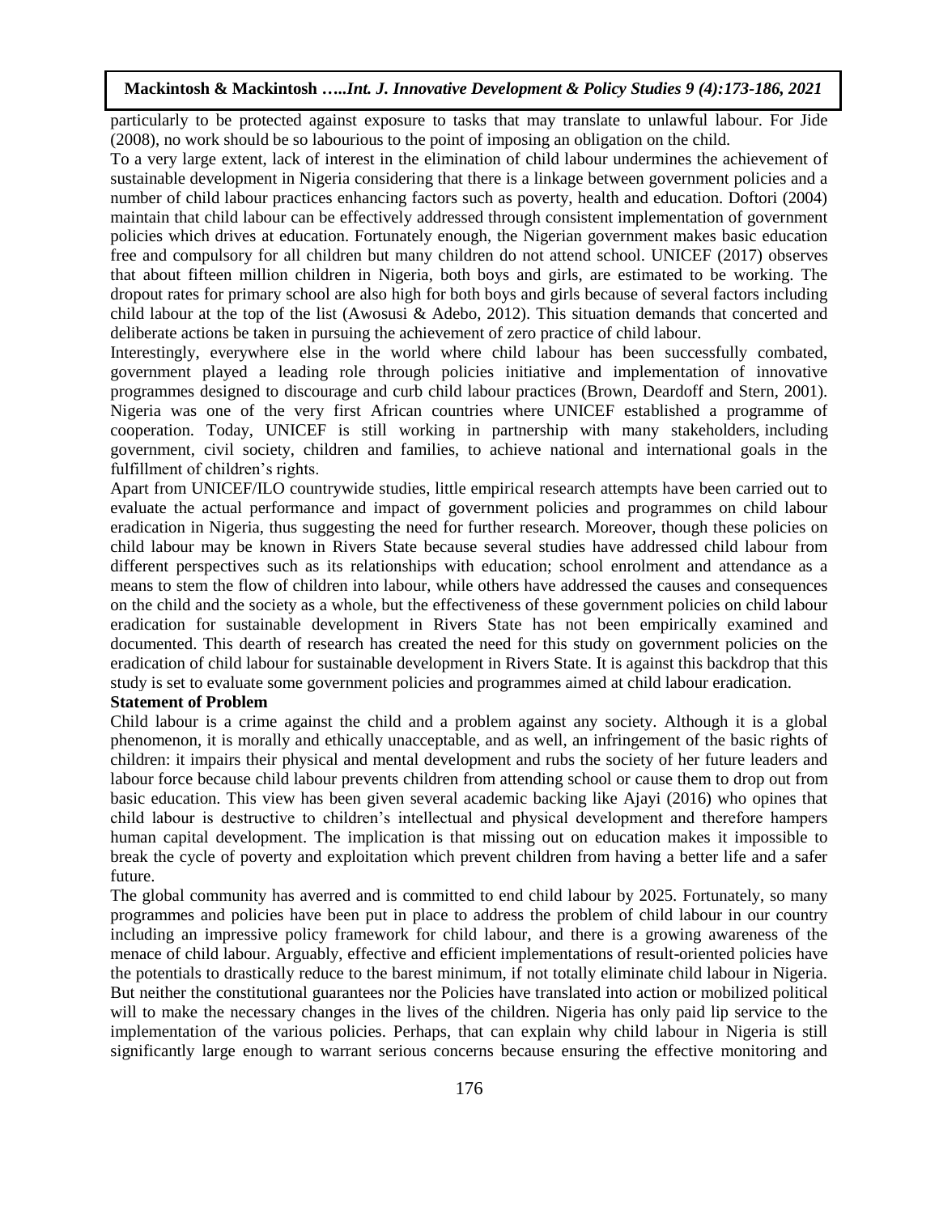particularly to be protected against exposure to tasks that may translate to unlawful labour. For Jide (2008), no work should be so labourious to the point of imposing an obligation on the child.

To a very large extent, lack of interest in the elimination of child labour undermines the achievement of sustainable development in Nigeria considering that there is a linkage between government policies and a number of child labour practices enhancing factors such as poverty, health and education. Doftori (2004) maintain that child labour can be effectively addressed through consistent implementation of government policies which drives at education. Fortunately enough, the Nigerian government makes basic education free and compulsory for all children but many children do not attend school. UNICEF (2017) observes that about fifteen million children in Nigeria, both boys and girls, are estimated to be working. The dropout rates for primary school are also high for both boys and girls because of several factors including child labour at the top of the list (Awosusi & Adebo, 2012). This situation demands that concerted and deliberate actions be taken in pursuing the achievement of zero practice of child labour.

Interestingly, everywhere else in the world where child labour has been successfully combated, government played a leading role through policies initiative and implementation of innovative programmes designed to discourage and curb child labour practices (Brown, Deardoff and Stern, 2001). Nigeria was one of the very first African countries where UNICEF established a programme of cooperation. Today, UNICEF is still working in partnership with many stakeholders, including government, civil society, children and families, to achieve national and international goals in the fulfillment of children's rights.

Apart from UNICEF/ILO countrywide studies, little empirical research attempts have been carried out to evaluate the actual performance and impact of government policies and programmes on child labour eradication in Nigeria, thus suggesting the need for further research. Moreover, though these policies on child labour may be known in Rivers State because several studies have addressed child labour from different perspectives such as its relationships with education; school enrolment and attendance as a means to stem the flow of children into labour, while others have addressed the causes and consequences on the child and the society as a whole, but the effectiveness of these government policies on child labour eradication for sustainable development in Rivers State has not been empirically examined and documented. This dearth of research has created the need for this study on government policies on the eradication of child labour for sustainable development in Rivers State. It is against this backdrop that this study is set to evaluate some government policies and programmes aimed at child labour eradication.

## Statement of Problem

Child labour is a crime against the child and a problem against any society. Although it is a global phenomenon, it is morally and ethically unacceptable, and as well, an infringement of the basic rights of children: it impairs their physical and mental development and rubs the society of her future leaders and labour force because child labour prevents children from attending school or cause them to drop out from basic education. This view has been given several academic backing like Ajayi (2016) who opines that child labour is destructive to children's intellectual and physical development and therefore hampers human capital development. The implication is that missing out on education makes it impossible to break the cycle of poverty and exploitation which prevent children from having a better life and a safer future.

The global community has averred and is committed to end child labour by 2025. Fortunately, so many programmes and policies have been put in place to address the problem of child labour in our country including an impressive policy framework for child labour, and there is a growing awareness of the menace of child labour. Arguably, effective and efficient implementations of result-oriented policies have the potentials to drastically reduce to the barest minimum, if not totally eliminate child labour in Nigeria. But neither the constitutional guarantees nor the Policies have translated into action or mobilized political will to make the necessary changes in the lives of the children. Nigeria has only paid lip service to the implementation of the various policies. Perhaps, that can explain why child labour in Nigeria is still significantly large enough to warrant serious concerns because ensuring the effective monitoring and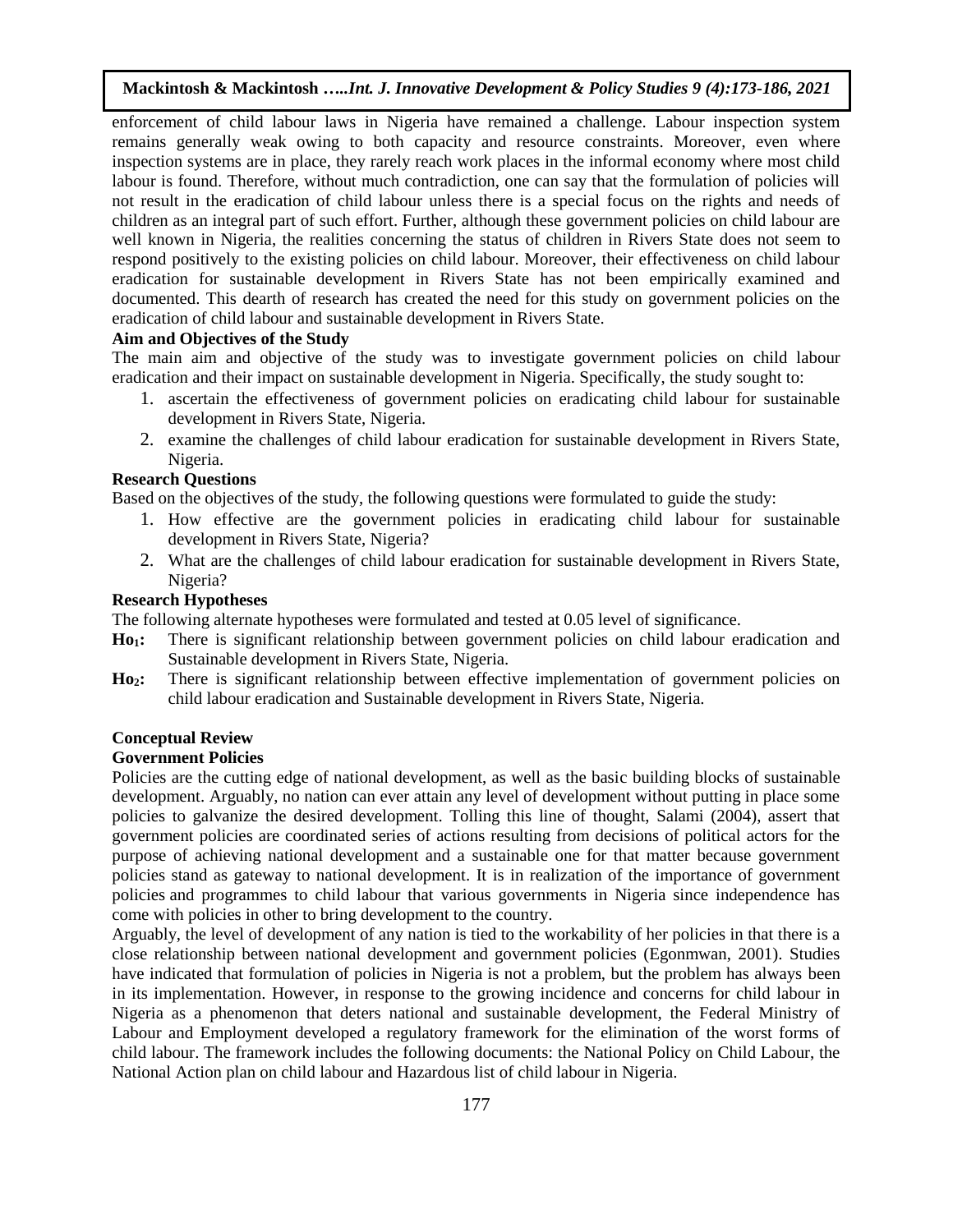enforcement of child labour laws in Nigeria have remained a challenge. Labour inspection system remains generally weak owing to both capacity and resource constraints. Moreover, even where inspection systems are in place, they rarely reach work places in the informal economy where most child labour is found. Therefore, without much contradiction, one can say that the formulation of policies will not result in the eradication of child labour unless there is a special focus on the rights and needs of children as an integral part of such effort. Further, although these government policies on child labour are well known in Nigeria, the realities concerning the status of children in Rivers State does not seem to respond positively to the existing policies on child labour. Moreover, their effectiveness on child labour eradication for sustainable development in Rivers State has not been empirically examined and documented. This dearth of research has created the need for this study on government policies on the eradication of child labour and sustainable development in Rivers State.

### Aim and Objectives of the Study

The main aim and objective of the study was to investigate government policies on child labour eradication and their impact on sustainable development in Nigeria. Specifically, the study sought to:

1. ascertain the effectiveness of government policies on eradicating child labour for sustainable development in Rivers State, Nigeria.
2. examine the challenges of child labour eradication for sustainable development in Rivers State, Nigeria.

### Research Questions

Based on the objectives of the study, the following questions were formulated to guide the study:

1. How effective are the government policies in eradicating child labour for sustainable development in Rivers State, Nigeria?
2. What are the challenges of child labour eradication for sustainable development in Rivers State, Nigeria?

### Research Hypotheses

The following alternate hypotheses were formulated and tested at 0.05 level of significance.

**$Ho_1$:** There is significant relationship between government policies on child labour eradication and Sustainable development in Rivers State, Nigeria.

**$Ho_2$:** There is significant relationship between effective implementation of government policies on child labour eradication and Sustainable development in Rivers State, Nigeria.

## Conceptual Review

### Government Policies

Policies are the cutting edge of national development, as well as the basic building blocks of sustainable development. Arguably, no nation can ever attain any level of development without putting in place some policies to galvanize the desired development. Tolling this line of thought, Salami (2004), assert that government policies are coordinated series of actions resulting from decisions of political actors for the purpose of achieving national development and a sustainable one for that matter because government policies stand as gateway to national development. It is in realization of the importance of government policies and programmes to child labour that various governments in Nigeria since independence has come with policies in other to bring development to the country.

Arguably, the level of development of any nation is tied to the workability of her policies in that there is a close relationship between national development and government policies (Egonmwan, 2001). Studies have indicated that formulation of policies in Nigeria is not a problem, but the problem has always been in its implementation. However, in response to the growing incidence and concerns for child labour in Nigeria as a phenomenon that deters national and sustainable development, the Federal Ministry of Labour and Employment developed a regulatory framework for the elimination of the worst forms of child labour. The framework includes the following documents: the National Policy on Child Labour, the National Action plan on child labour and Hazardous list of child labour in Nigeria.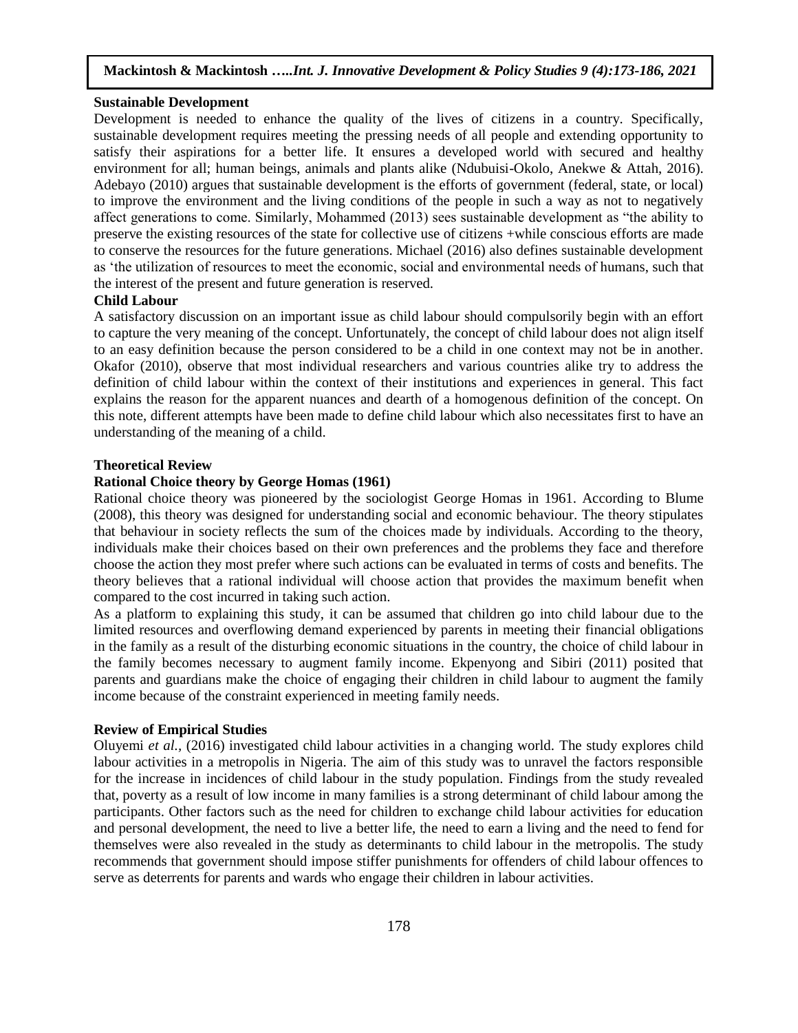**Sustainable Development**

Development is needed to enhance the quality of the lives of citizens in a country. Specifically, sustainable development requires meeting the pressing needs of all people and extending opportunity to satisfy their aspirations for a better life. It ensures a developed world with secured and healthy environment for all; human beings, animals and plants alike (Ndubuisi-Okolo, Anekwe & Attah, 2016). Adebayo (2010) argues that sustainable development is the efforts of government (federal, state, or local) to improve the environment and the living conditions of the people in such a way as not to negatively affect generations to come. Similarly, Mohammed (2013) sees sustainable development as "the ability to preserve the existing resources of the state for collective use of citizens +while conscious efforts are made to conserve the resources for the future generations. Michael (2016) also defines sustainable development as 'the utilization of resources to meet the economic, social and environmental needs of humans, such that the interest of the present and future generation is reserved.

**Child Labour**

A satisfactory discussion on an important issue as child labour should compulsorily begin with an effort to capture the very meaning of the concept. Unfortunately, the concept of child labour does not align itself to an easy definition because the person considered to be a child in one context may not be in another. Okafor (2010), observe that most individual researchers and various countries alike try to address the definition of child labour within the context of their institutions and experiences in general. This fact explains the reason for the apparent nuances and dearth of a homogenous definition of the concept. On this note, different attempts have been made to define child labour which also necessitates first to have an understanding of the meaning of a child.

**Theoretical Review**

**Rational Choice theory by George Homas (1961)**

Rational choice theory was pioneered by the sociologist George Homas in 1961. According to Blume (2008), this theory was designed for understanding social and economic behaviour. The theory stipulates that behaviour in society reflects the sum of the choices made by individuals. According to the theory, individuals make their choices based on their own preferences and the problems they face and therefore choose the action they most prefer where such actions can be evaluated in terms of costs and benefits. The theory believes that a rational individual will choose action that provides the maximum benefit when compared to the cost incurred in taking such action.

As a platform to explaining this study, it can be assumed that children go into child labour due to the limited resources and overflowing demand experienced by parents in meeting their financial obligations in the family as a result of the disturbing economic situations in the country, the choice of child labour in the family becomes necessary to augment family income. Ekpenyong and Sibiri (2011) posited that parents and guardians make the choice of engaging their children in child labour to augment the family income because of the constraint experienced in meeting family needs.

**Review of Empirical Studies**

Oluyemi *et al.,* (2016) investigated child labour activities in a changing world. The study explores child labour activities in a metropolis in Nigeria. The aim of this study was to unravel the factors responsible for the increase in incidences of child labour in the study population. Findings from the study revealed that, poverty as a result of low income in many families is a strong determinant of child labour among the participants. Other factors such as the need for children to exchange child labour activities for education and personal development, the need to live a better life, the need to earn a living and the need to fend for themselves were also revealed in the study as determinants to child labour in the metropolis. The study recommends that government should impose stiffer punishments for offenders of child labour offences to serve as deterrents for parents and wards who engage their children in labour activities.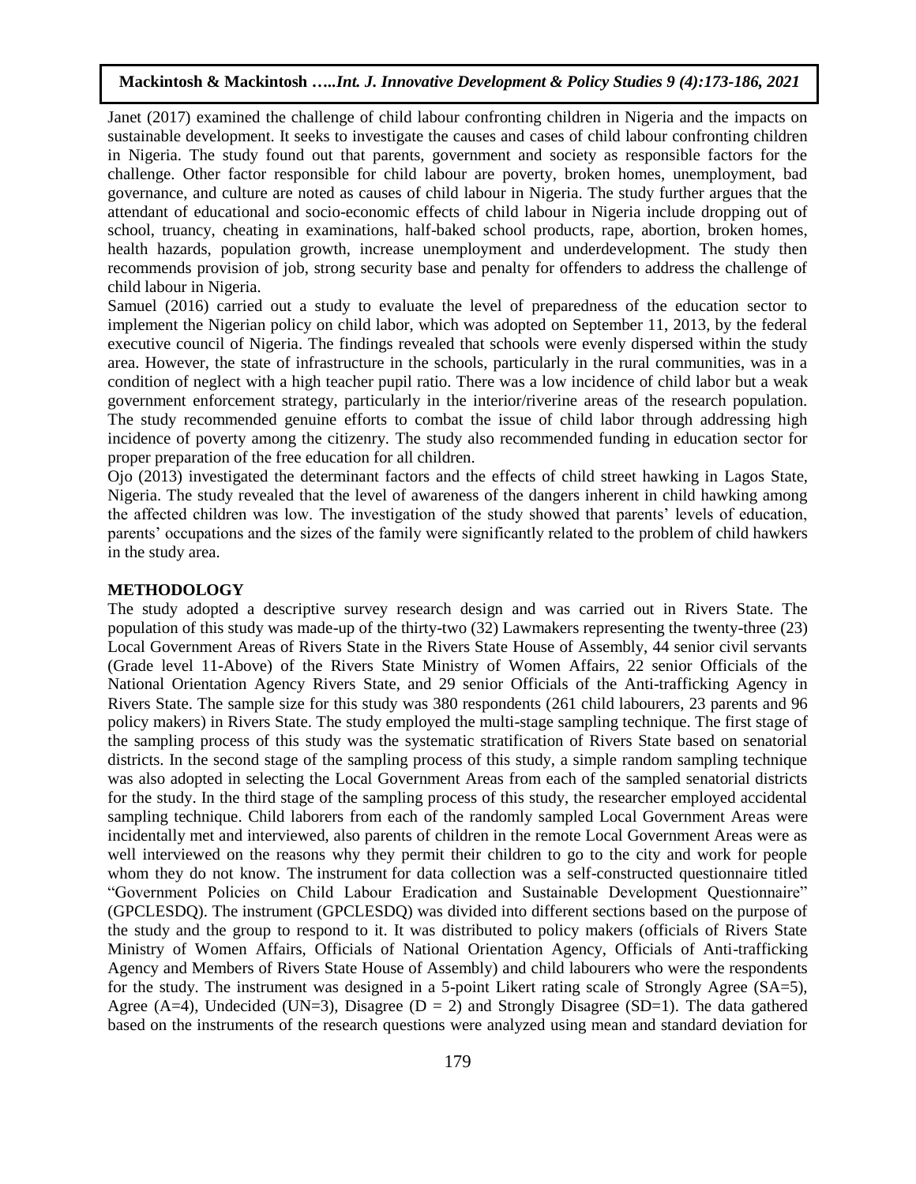Janet (2017) examined the challenge of child labour confronting children in Nigeria and the impacts on sustainable development. It seeks to investigate the causes and cases of child labour confronting children in Nigeria. The study found out that parents, government and society as responsible factors for the challenge. Other factor responsible for child labour are poverty, broken homes, unemployment, bad governance, and culture are noted as causes of child labour in Nigeria. The study further argues that the attendant of educational and socio-economic effects of child labour in Nigeria include dropping out of school, truancy, cheating in examinations, half-baked school products, rape, abortion, broken homes, health hazards, population growth, increase unemployment and underdevelopment. The study then recommends provision of job, strong security base and penalty for offenders to address the challenge of child labour in Nigeria.

Samuel (2016) carried out a study to evaluate the level of preparedness of the education sector to implement the Nigerian policy on child labor, which was adopted on September 11, 2013, by the federal executive council of Nigeria. The findings revealed that schools were evenly dispersed within the study area. However, the state of infrastructure in the schools, particularly in the rural communities, was in a condition of neglect with a high teacher pupil ratio. There was a low incidence of child labor but a weak government enforcement strategy, particularly in the interior/riverine areas of the research population. The study recommended genuine efforts to combat the issue of child labor through addressing high incidence of poverty among the citizenry. The study also recommended funding in education sector for proper preparation of the free education for all children.

Ojo (2013) investigated the determinant factors and the effects of child street hawking in Lagos State, Nigeria. The study revealed that the level of awareness of the dangers inherent in child hawking among the affected children was low. The investigation of the study showed that parents' levels of education, parents' occupations and the sizes of the family were significantly related to the problem of child hawkers in the study area.

## METHODOLOGY

The study adopted a descriptive survey research design and was carried out in Rivers State. The population of this study was made-up of the thirty-two (32) Lawmakers representing the twenty-three (23) Local Government Areas of Rivers State in the Rivers State House of Assembly, 44 senior civil servants (Grade level 11-Above) of the Rivers State Ministry of Women Affairs, 22 senior Officials of the National Orientation Agency Rivers State, and 29 senior Officials of the Anti-trafficking Agency in Rivers State. The sample size for this study was 380 respondents (261 child labourers, 23 parents and 96 policy makers) in Rivers State. The study employed the multi-stage sampling technique. The first stage of the sampling process of this study was the systematic stratification of Rivers State based on senatorial districts. In the second stage of the sampling process of this study, a simple random sampling technique was also adopted in selecting the Local Government Areas from each of the sampled senatorial districts for the study. In the third stage of the sampling process of this study, the researcher employed accidental sampling technique. Child laborers from each of the randomly sampled Local Government Areas were incidentally met and interviewed, also parents of children in the remote Local Government Areas were as well interviewed on the reasons why they permit their children to go to the city and work for people whom they do not know. The instrument for data collection was a self-constructed questionnaire titled "Government Policies on Child Labour Eradication and Sustainable Development Questionnaire" (GPCLESDQ). The instrument (GPCLESDQ) was divided into different sections based on the purpose of the study and the group to respond to it. It was distributed to policy makers (officials of Rivers State Ministry of Women Affairs, Officials of National Orientation Agency, Officials of Anti-trafficking Agency and Members of Rivers State House of Assembly) and child labourers who were the respondents for the study. The instrument was designed in a 5-point Likert rating scale of Strongly Agree (SA=5), Agree (A=4), Undecided (UN=3), Disagree (D = 2) and Strongly Disagree (SD=1). The data gathered based on the instruments of the research questions were analyzed using mean and standard deviation for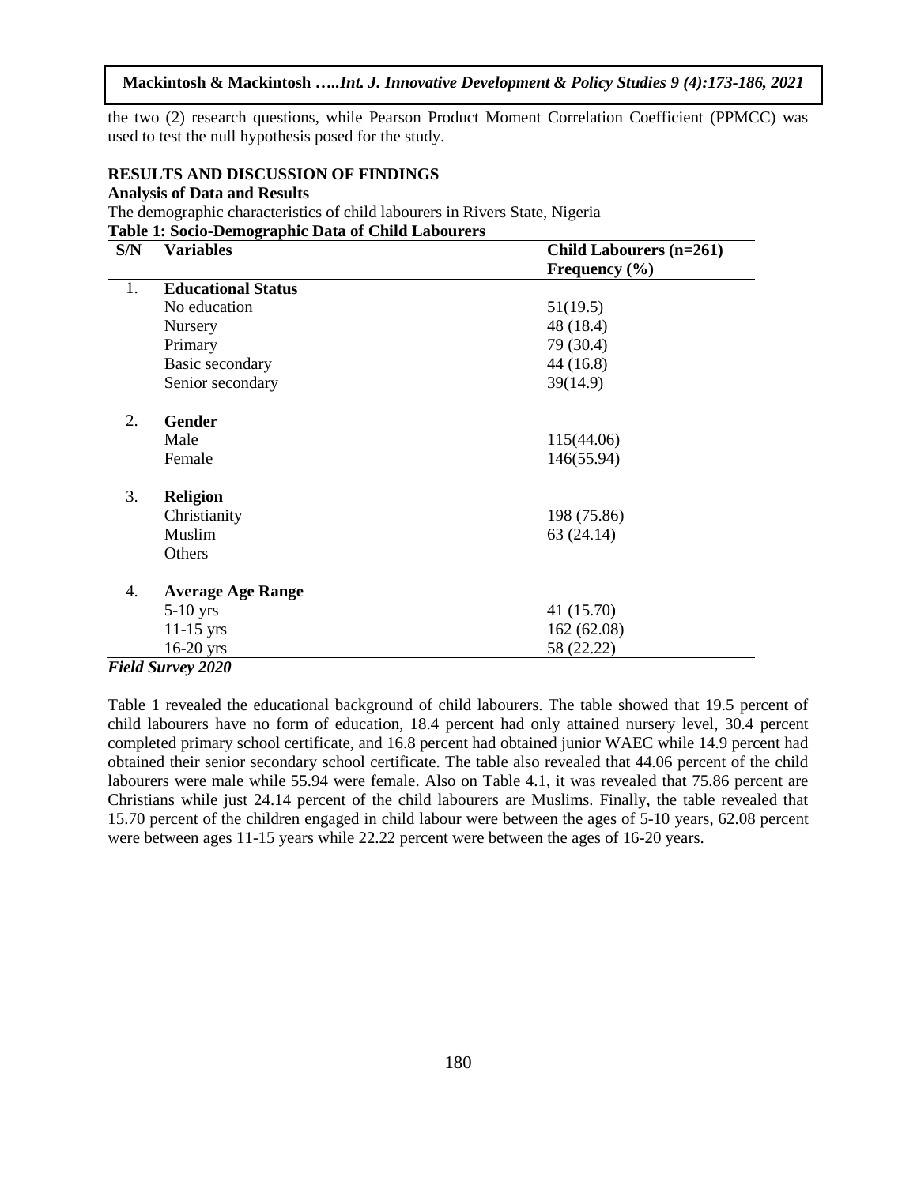the two (2) research questions, while Pearson Product Moment Correlation Coefficient (PPMCC) was used to test the null hypothesis posed for the study.

## RESULTS AND DISCUSSION OF FINDINGS

### Analysis of Data and Results

The demographic characteristics of child labourers in Rivers State, Nigeria

**Table 1: Socio-Demographic Data of Child Labourers**

| S/N | Variables | Child Labourers (n=261) Frequency (%) |
|---|---|---|
| 1. | **Educational Status** | |
| | No education | 51(19.5) |
| | Nursery | 48 (18.4) |
| | Primary | 79 (30.4) |
| | Basic secondary | 44 (16.8) |
| | Senior secondary | 39(14.9) |
| 2. | **Gender** | |
| | Male | 115(44.06) |
| | Female | 146(55.94) |
| 3. | **Religion** | |
| | Christianity | 198 (75.86) |
| | Muslim | 63 (24.14) |
| | Others | |
| 4. | **Average Age Range** | |
| | 5-10 yrs | 41 (15.70) |
| | 11-15 yrs | 162 (62.08) |
| | 16-20 yrs | 58 (22.22) |

***Field Survey 2020***

Table 1 revealed the educational background of child labourers. The table showed that 19.5 percent of child labourers have no form of education, 18.4 percent had only attained nursery level, 30.4 percent completed primary school certificate, and 16.8 percent had obtained junior WAEC while 14.9 percent had obtained their senior secondary school certificate. The table also revealed that 44.06 percent of the child labourers were male while 55.94 were female. Also on Table 4.1, it was revealed that 75.86 percent are Christians while just 24.14 percent of the child labourers are Muslims. Finally, the table revealed that 15.70 percent of the children engaged in child labour were between the ages of 5-10 years, 62.08 percent were between ages 11-15 years while 22.22 percent were between the ages of 16-20 years.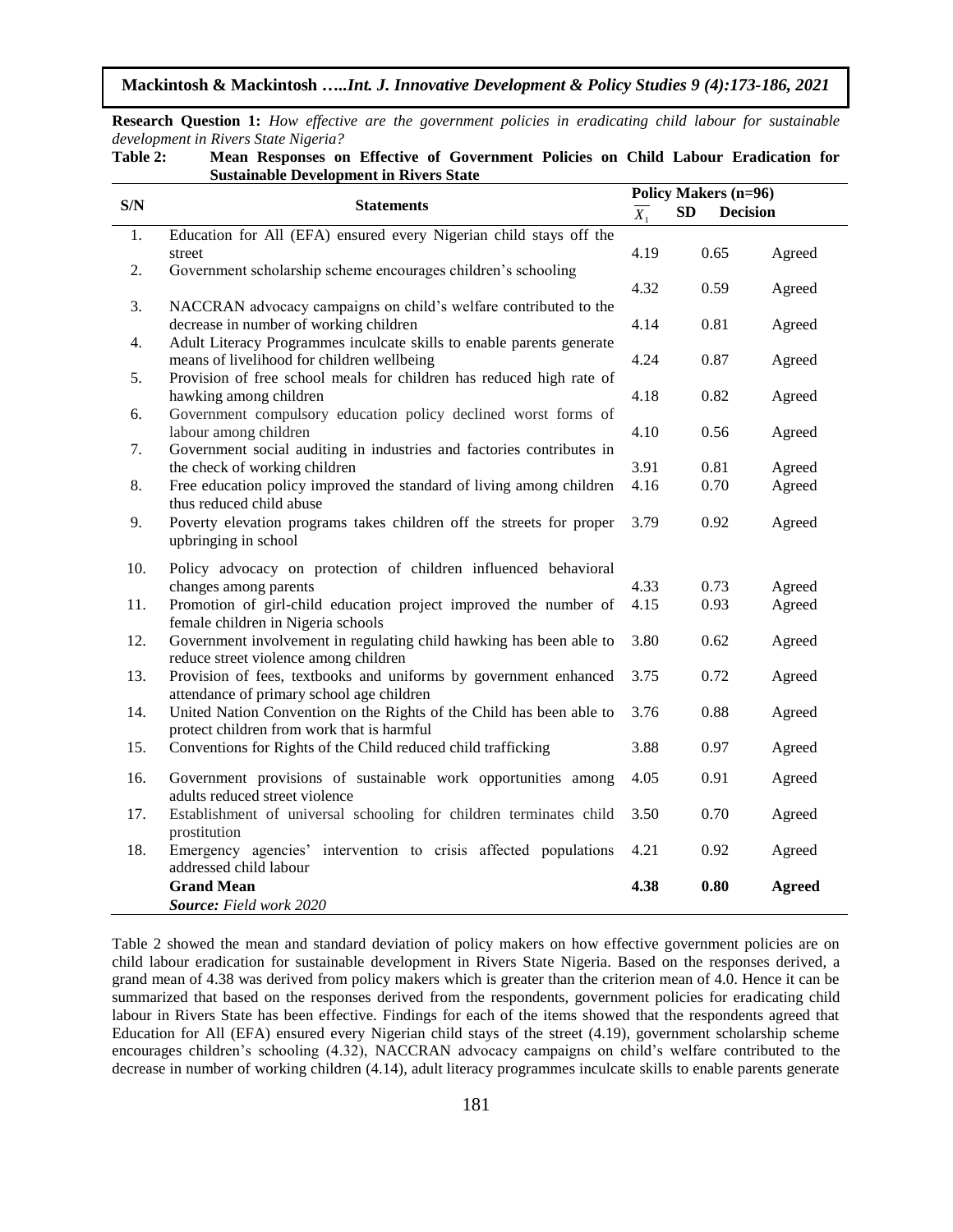**Research Question 1:** *How effective are the government policies in eradicating child labour for sustainable development in Rivers State Nigeria?*

**Table 2: Mean Responses on Effective of Government Policies on Child Labour Eradication for Sustainable Development in Rivers State**

| S/N | Statements | Policy Makers (n=96) | | |
|---|---|---|---|---|
| | | $\overline{X}_1$ | SD | Decision |
| 1. | Education for All (EFA) ensured every Nigerian child stays off the street | 4.19 | 0.65 | Agreed |
| 2. | Government scholarship scheme encourages children's schooling | 4.32 | 0.59 | Agreed |
| 3. | NACCRAN advocacy campaigns on child's welfare contributed to the decrease in number of working children | 4.14 | 0.81 | Agreed |
| 4. | Adult Literacy Programmes inculcate skills to enable parents generate means of livelihood for children wellbeing | 4.24 | 0.87 | Agreed |
| 5. | Provision of free school meals for children has reduced high rate of hawking among children | 4.18 | 0.82 | Agreed |
| 6. | Government compulsory education policy declined worst forms of labour among children | 4.10 | 0.56 | Agreed |
| 7. | Government social auditing in industries and factories contributes in the check of working children | 3.91 | 0.81 | Agreed |
| 8. | Free education policy improved the standard of living among children thus reduced child abuse | 4.16 | 0.70 | Agreed |
| 9. | Poverty elevation programs takes children off the streets for proper upbringing in school | 3.79 | 0.92 | Agreed |
| 10. | Policy advocacy on protection of children influenced behavioral changes among parents | 4.33 | 0.73 | Agreed |
| 11. | Promotion of girl-child education project improved the number of female children in Nigeria schools | 4.15 | 0.93 | Agreed |
| 12. | Government involvement in regulating child hawking has been able to reduce street violence among children | 3.80 | 0.62 | Agreed |
| 13. | Provision of fees, textbooks and uniforms by government enhanced attendance of primary school age children | 3.75 | 0.72 | Agreed |
| 14. | United Nation Convention on the Rights of the Child has been able to protect children from work that is harmful | 3.76 | 0.88 | Agreed |
| 15. | Conventions for Rights of the Child reduced child trafficking | 3.88 | 0.97 | Agreed |
| 16. | Government provisions of sustainable work opportunities among adults reduced street violence | 4.05 | 0.91 | Agreed |
| 17. | Establishment of universal schooling for children terminates child prostitution | 3.50 | 0.70 | Agreed |
| 18. | Emergency agencies' intervention to crisis affected populations addressed child labour | 4.21 | 0.92 | Agreed |
| | **Grand Mean** | **4.38** | **0.80** | **Agreed** |
| | ***Source:*** *Field work 2020* | | | |

Table 2 showed the mean and standard deviation of policy makers on how effective government policies are on child labour eradication for sustainable development in Rivers State Nigeria. Based on the responses derived, a grand mean of 4.38 was derived from policy makers which is greater than the criterion mean of 4.0. Hence it can be summarized that based on the responses derived from the respondents, government policies for eradicating child labour in Rivers State has been effective. Findings for each of the items showed that the respondents agreed that Education for All (EFA) ensured every Nigerian child stays of the street (4.19), government scholarship scheme encourages children's schooling (4.32), NACCRAN advocacy campaigns on child's welfare contributed to the decrease in number of working children (4.14), adult literacy programmes inculcate skills to enable parents generate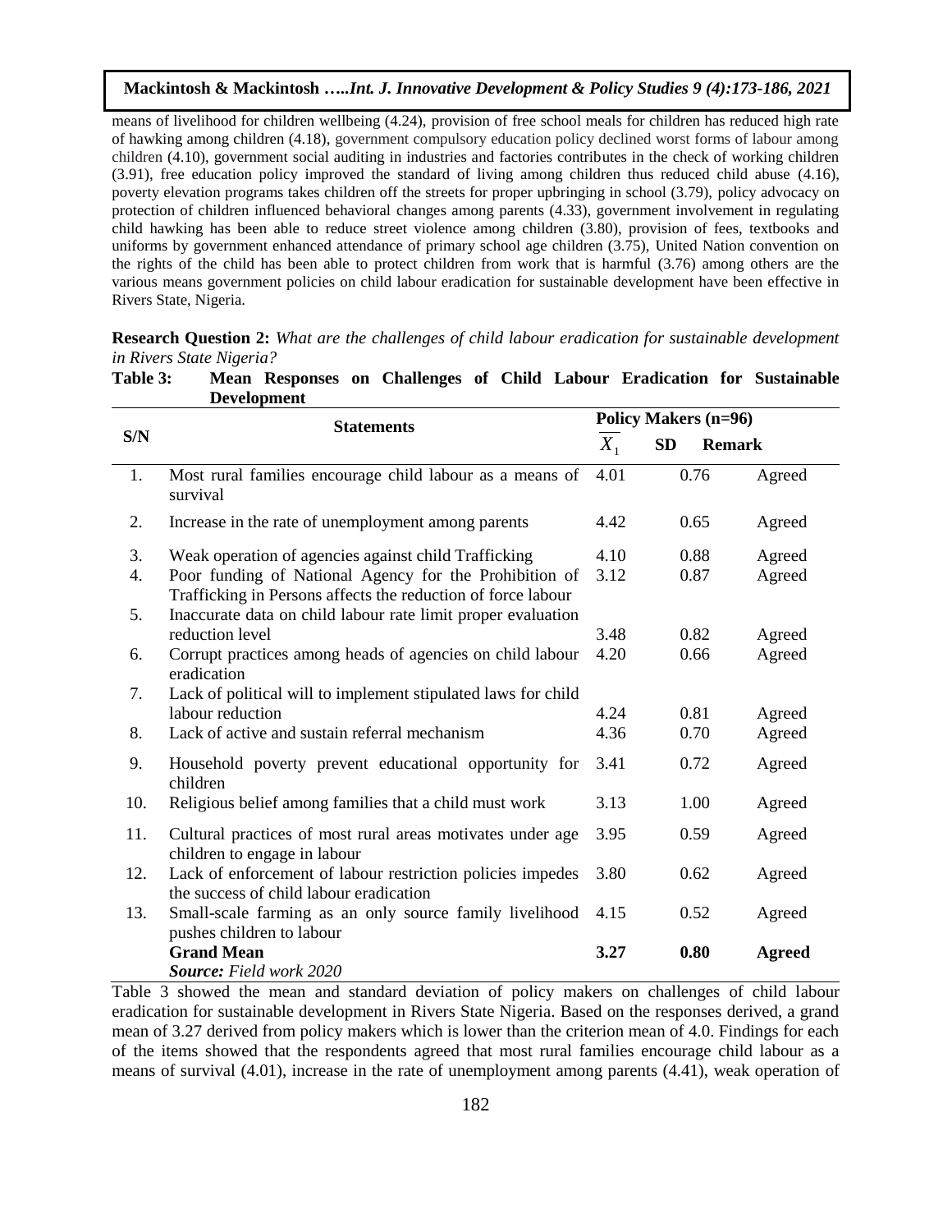means of livelihood for children wellbeing (4.24), provision of free school meals for children has reduced high rate of hawking among children (4.18), government compulsory education policy declined worst forms of labour among children (4.10), government social auditing in industries and factories contributes in the check of working children (3.91), free education policy improved the standard of living among children thus reduced child abuse (4.16), poverty elevation programs takes children off the streets for proper upbringing in school (3.79), policy advocacy on protection of children influenced behavioral changes among parents (4.33), government involvement in regulating child hawking has been able to reduce street violence among children (3.80), provision of fees, textbooks and uniforms by government enhanced attendance of primary school age children (3.75), United Nation convention on the rights of the child has been able to protect children from work that is harmful (3.76) among others are the various means government policies on child labour eradication for sustainable development have been effective in Rivers State, Nigeria.

**Research Question 2:** *What are the challenges of child labour eradication for sustainable development in Rivers State Nigeria?*

**Table 3: Mean Responses on Challenges of Child Labour Eradication for Sustainable Development**

| S/N | Statements | Policy Makers (n=96) | | |
|---|---|---|---|---|
| | | $\overline{X}_1$ | SD | Remark |
| 1. | Most rural families encourage child labour as a means of survival | 4.01 | 0.76 | Agreed |
| 2. | Increase in the rate of unemployment among parents | 4.42 | 0.65 | Agreed |
| 3. | Weak operation of agencies against child Trafficking | 4.10 | 0.88 | Agreed |
| 4. | Poor funding of National Agency for the Prohibition of Trafficking in Persons affects the reduction of force labour | 3.12 | 0.87 | Agreed |
| 5. | Inaccurate data on child labour rate limit proper evaluation reduction level | 3.48 | 0.82 | Agreed |
| 6. | Corrupt practices among heads of agencies on child labour eradication | 4.20 | 0.66 | Agreed |
| 7. | Lack of political will to implement stipulated laws for child labour reduction | 4.24 | 0.81 | Agreed |
| 8. | Lack of active and sustain referral mechanism | 4.36 | 0.70 | Agreed |
| 9. | Household poverty prevent educational opportunity for children | 3.41 | 0.72 | Agreed |
| 10. | Religious belief among families that a child must work | 3.13 | 1.00 | Agreed |
| 11. | Cultural practices of most rural areas motivates under age children to engage in labour | 3.95 | 0.59 | Agreed |
| 12. | Lack of enforcement of labour restriction policies impedes the success of child labour eradication | 3.80 | 0.62 | Agreed |
| 13. | Small-scale farming as an only source family livelihood pushes children to labour | 4.15 | 0.52 | Agreed |
| | **Grand Mean** | **3.27** | **0.80** | **Agreed** |

***Source:*** *Field work 2020*

Table 3 showed the mean and standard deviation of policy makers on challenges of child labour eradication for sustainable development in Rivers State Nigeria. Based on the responses derived, a grand mean of 3.27 derived from policy makers which is lower than the criterion mean of 4.0. Findings for each of the items showed that the respondents agreed that most rural families encourage child labour as a means of survival (4.01), increase in the rate of unemployment among parents (4.41), weak operation of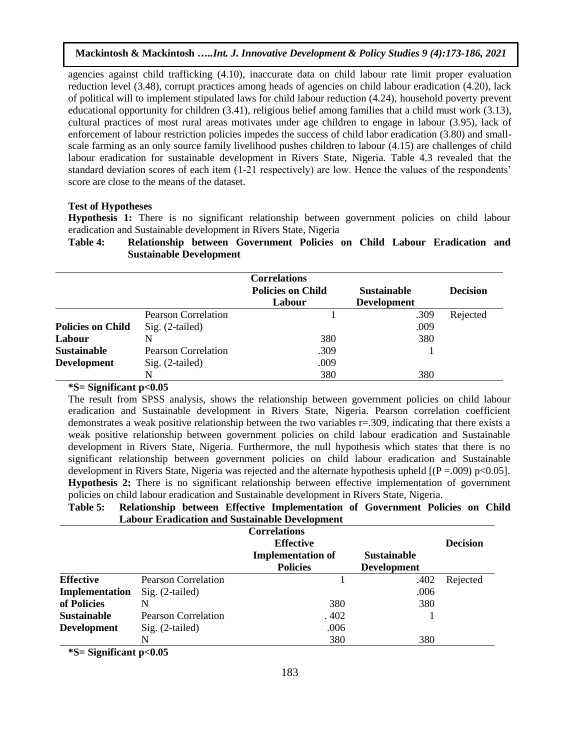agencies against child trafficking (4.10), inaccurate data on child labour rate limit proper evaluation reduction level (3.48), corrupt practices among heads of agencies on child labour eradication (4.20), lack of political will to implement stipulated laws for child labour reduction (4.24), household poverty prevent educational opportunity for children (3.41), religious belief among families that a child must work (3.13), cultural practices of most rural areas motivates under age children to engage in labour (3.95), lack of enforcement of labour restriction policies impedes the success of child labor eradication (3.80) and small-scale farming as an only source family livelihood pushes children to labour (4.15) are challenges of child labour eradication for sustainable development in Rivers State, Nigeria. Table 4.3 revealed that the standard deviation scores of each item (1-21 respectively) are low. Hence the values of the respondents' score are close to the means of the dataset.

**Test of Hypotheses**

**Hypothesis 1:** There is no significant relationship between government policies on child labour eradication and Sustainable development in Rivers State, Nigeria

**Table 4: Relationship between Government Policies on Child Labour Eradication and Sustainable Development**

| | | Correlations<br>Policies on Child Labour | Sustainable Development | Decision |
|---|---|---|---|---|
| **Policies on Child Labour** | Pearson Correlation | 1 | .309 | Rejected |
| | Sig. (2-tailed) | | .009 | |
| | N | 380 | 380 | |
| **Sustainable Development** | Pearson Correlation | .309 | 1 | |
| | Sig. (2-tailed) | .009 | | |
| | N | 380 | 380 | |

**$*$S= Significant $p<0.05$**

The result from SPSS analysis, shows the relationship between government policies on child labour eradication and Sustainable development in Rivers State, Nigeria. Pearson correlation coefficient demonstrates a weak positive relationship between the two variables $r=.309$, indicating that there exists a weak positive relationship between government policies on child labour eradication and Sustainable development in Rivers State, Nigeria. Furthermore, the null hypothesis which states that there is no significant relationship between government policies on child labour eradication and Sustainable development in Rivers State, Nigeria was rejected and the alternate hypothesis upheld [$(P=.009)$ $p<0.05$].

**Hypothesis 2:** There is no significant relationship between effective implementation of government policies on child labour eradication and Sustainable development in Rivers State, Nigeria.

**Table 5: Relationship between Effective Implementation of Government Policies on Child Labour Eradication and Sustainable Development**

| | | Correlations<br>Effective Implementation of Policies | Sustainable Development | Decision |
|---|---|---|---|---|
| **Effective Implementation of Policies** | Pearson Correlation | 1 | .402 | Rejected |
| | Sig. (2-tailed) | | .006 | |
| | N | 380 | 380 | |
| **Sustainable Development** | Pearson Correlation | . 402 | 1 | |
| | Sig. (2-tailed) | .006 | | |
| | N | 380 | 380 | |

**$*$S= Significant $p<0.05$**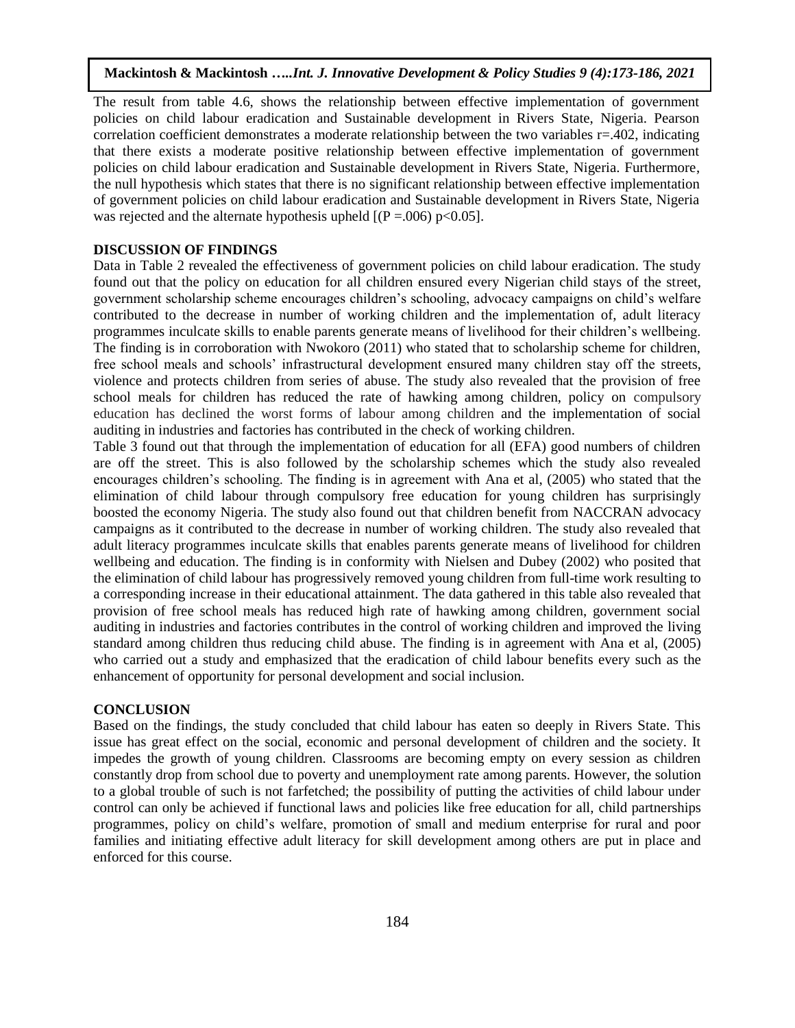The result from table 4.6, shows the relationship between effective implementation of government policies on child labour eradication and Sustainable development in Rivers State, Nigeria. Pearson correlation coefficient demonstrates a moderate relationship between the two variables r=.402, indicating that there exists a moderate positive relationship between effective implementation of government policies on child labour eradication and Sustainable development in Rivers State, Nigeria. Furthermore, the null hypothesis which states that there is no significant relationship between effective implementation of government policies on child labour eradication and Sustainable development in Rivers State, Nigeria was rejected and the alternate hypothesis upheld [(P =.006) $p<0.05$].

## DISCUSSION OF FINDINGS

Data in Table 2 revealed the effectiveness of government policies on child labour eradication. The study found out that the policy on education for all children ensured every Nigerian child stays of the street, government scholarship scheme encourages children's schooling, advocacy campaigns on child's welfare contributed to the decrease in number of working children and the implementation of, adult literacy programmes inculcate skills to enable parents generate means of livelihood for their children's wellbeing. The finding is in corroboration with Nwokoro (2011) who stated that to scholarship scheme for children, free school meals and schools' infrastructural development ensured many children stay off the streets, violence and protects children from series of abuse. The study also revealed that the provision of free school meals for children has reduced the rate of hawking among children, policy on compulsory education has declined the worst forms of labour among children and the implementation of social auditing in industries and factories has contributed in the check of working children.

Table 3 found out that through the implementation of education for all (EFA) good numbers of children are off the street. This is also followed by the scholarship schemes which the study also revealed encourages children's schooling. The finding is in agreement with Ana et al, (2005) who stated that the elimination of child labour through compulsory free education for young children has surprisingly boosted the economy Nigeria. The study also found out that children benefit from NACCRAN advocacy campaigns as it contributed to the decrease in number of working children. The study also revealed that adult literacy programmes inculcate skills that enables parents generate means of livelihood for children wellbeing and education. The finding is in conformity with Nielsen and Dubey (2002) who posited that the elimination of child labour has progressively removed young children from full-time work resulting to a corresponding increase in their educational attainment. The data gathered in this table also revealed that provision of free school meals has reduced high rate of hawking among children, government social auditing in industries and factories contributes in the control of working children and improved the living standard among children thus reducing child abuse. The finding is in agreement with Ana et al, (2005) who carried out a study and emphasized that the eradication of child labour benefits every such as the enhancement of opportunity for personal development and social inclusion.

## CONCLUSION

Based on the findings, the study concluded that child labour has eaten so deeply in Rivers State. This issue has great effect on the social, economic and personal development of children and the society. It impedes the growth of young children. Classrooms are becoming empty on every session as children constantly drop from school due to poverty and unemployment rate among parents. However, the solution to a global trouble of such is not farfetched; the possibility of putting the activities of child labour under control can only be achieved if functional laws and policies like free education for all, child partnerships programmes, policy on child's welfare, promotion of small and medium enterprise for rural and poor families and initiating effective adult literacy for skill development among others are put in place and enforced for this course.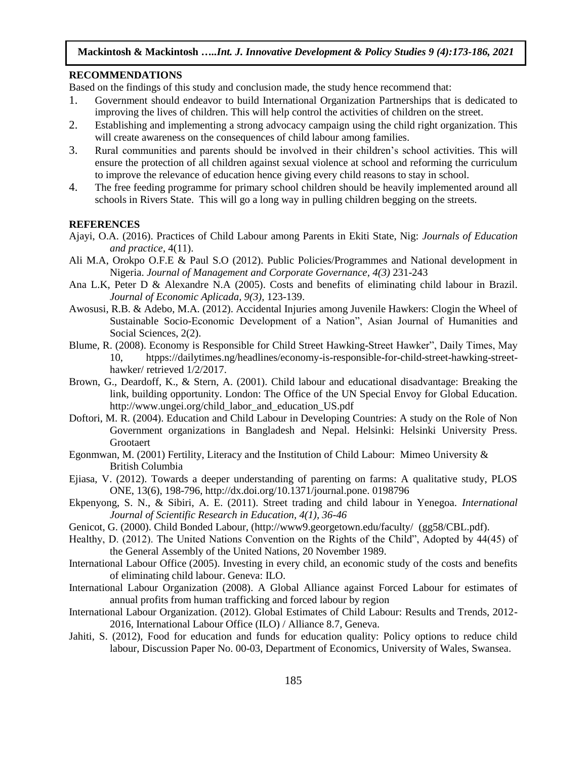## RECOMMENDATIONS

Based on the findings of this study and conclusion made, the study hence recommend that:

1. Government should endeavor to build International Organization Partnerships that is dedicated to improving the lives of children. This will help control the activities of children on the street.
2. Establishing and implementing a strong advocacy campaign using the child right organization. This will create awareness on the consequences of child labour among families.
3. Rural communities and parents should be involved in their children's school activities. This will ensure the protection of all children against sexual violence at school and reforming the curriculum to improve the relevance of education hence giving every child reasons to stay in school.
4. The free feeding programme for primary school children should be heavily implemented around all schools in Rivers State. This will go a long way in pulling children begging on the streets.

## REFERENCES

Ajayi, O.A. (2016). Practices of Child Labour among Parents in Ekiti State, Nig: *Journals of Education and practice*, 4(11).

Ali M.A, Orokpo O.F.E & Paul S.O (2012). Public Policies/Programmes and National development in Nigeria. *Journal of Management and Corporate Governance, 4(3)* 231-243

Ana L.K, Peter D & Alexandre N.A (2005). Costs and benefits of eliminating child labour in Brazil. *Journal of Economic Aplicada, 9(3),* 123-139.

Awosusi, R.B. & Adebo, M.A. (2012). Accidental Injuries among Juvenile Hawkers: Clogin the Wheel of Sustainable Socio-Economic Development of a Nation", Asian Journal of Humanities and Social Sciences, 2(2).

Blume, R. (2008). Economy is Responsible for Child Street Hawking-Street Hawker", Daily Times, May 10, htpps://dailytimes.ng/headlines/economy-is-responsible-for-child-street-hawking-street-hawker/ retrieved 1/2/2017.

Brown, G., Deardoff, K., & Stern, A. (2001). Child labour and educational disadvantage: Breaking the link, building opportunity. London: The Office of the UN Special Envoy for Global Education. http://www.ungei.org/child_labor_and_education_US.pdf

Doftori, M. R. (2004). Education and Child Labour in Developing Countries: A study on the Role of Non Government organizations in Bangladesh and Nepal. Helsinki: Helsinki University Press. Grootaert

Egonmwan, M. (2001) Fertility, Literacy and the Institution of Child Labour: Mimeo University & British Columbia

Ejiasa, V. (2012). Towards a deeper understanding of parenting on farms: A qualitative study, PLOS ONE, 13(6), 198-796, http://dx.doi.org/10.1371/journal.pone. 0198796

Ekpenyong, S. N., & Sibiri, A. E. (2011). Street trading and child labour in Yenegoa. *International Journal of Scientific Research in Education, 4(1), 36-46*

Genicot, G. (2000). Child Bonded Labour, (http://www9.georgetown.edu/faculty/ (gg58/CBL.pdf).

Healthy, D. (2012). The United Nations Convention on the Rights of the Child", Adopted by 44(45) of the General Assembly of the United Nations, 20 November 1989.

International Labour Office (2005). Investing in every child, an economic study of the costs and benefits of eliminating child labour. Geneva: ILO.

International Labour Organization (2008). A Global Alliance against Forced Labour for estimates of annual profits from human trafficking and forced labour by region

International Labour Organization. (2012). Global Estimates of Child Labour: Results and Trends, 2012-2016, International Labour Office (ILO) / Alliance 8.7, Geneva.

Jahiti, S. (2012), Food for education and funds for education quality: Policy options to reduce child labour, Discussion Paper No. 00-03, Department of Economics, University of Wales, Swansea.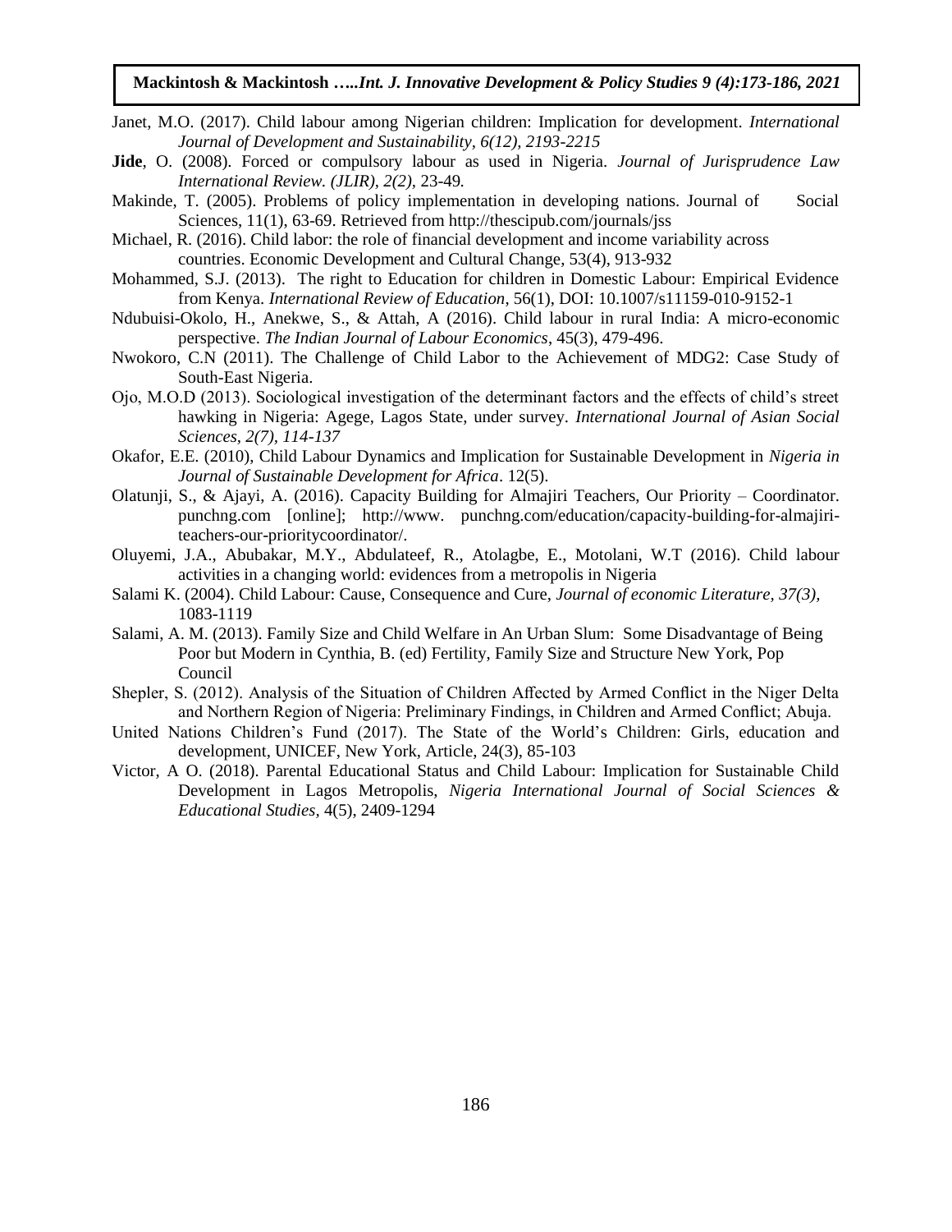Janet, M.O. (2017). Child labour among Nigerian children: Implication for development. *International Journal of Development and Sustainability, 6(12), 2193-2215*

**Jide**, O. (2008). Forced or compulsory labour as used in Nigeria. *Journal of Jurisprudence Law International Review. (JLIR), 2(2),* 23-49.

Makinde, T. (2005). Problems of policy implementation in developing nations. Journal of Social Sciences, 11(1), 63-69. Retrieved from http://thescipub.com/journals/jss

Michael, R. (2016). Child labor: the role of financial development and income variability across countries. Economic Development and Cultural Change, 53(4), 913-932

Mohammed, S.J. (2013). The right to Education for children in Domestic Labour: Empirical Evidence from Kenya. *International Review of Education*, 56(1), DOI: 10.1007/s11159-010-9152-1

Ndubuisi-Okolo, H., Anekwe, S., & Attah, A (2016). Child labour in rural India: A micro-economic perspective. *The Indian Journal of Labour Economics*, 45(3), 479-496.

Nwokoro, C.N (2011). The Challenge of Child Labor to the Achievement of MDG2: Case Study of South-East Nigeria.

Ojo, M.O.D (2013). Sociological investigation of the determinant factors and the effects of child's street hawking in Nigeria: Agege, Lagos State, under survey. *International Journal of Asian Social Sciences, 2(7), 114-137*

Okafor, E.E. (2010), Child Labour Dynamics and Implication for Sustainable Development in *Nigeria in Journal of Sustainable Development for Africa*. 12(5).

Olatunji, S., & Ajayi, A. (2016). Capacity Building for Almajiri Teachers, Our Priority – Coordinator. punchng.com [online]; http://www. punchng.com/education/capacity-building-for-almajiri-teachers-our-prioritycoordinator/.

Oluyemi, J.A., Abubakar, M.Y., Abdulateef, R., Atolagbe, E., Motolani, W.T (2016). Child labour activities in a changing world: evidences from a metropolis in Nigeria

Salami K. (2004). Child Labour: Cause, Consequence and Cure, *Journal of economic Literature, 37(3),* 1083-1119

Salami, A. M. (2013). Family Size and Child Welfare in An Urban Slum: Some Disadvantage of Being Poor but Modern in Cynthia, B. (ed) Fertility, Family Size and Structure New York, Pop Council

Shepler, S. (2012). Analysis of the Situation of Children Affected by Armed Conflict in the Niger Delta and Northern Region of Nigeria: Preliminary Findings, in Children and Armed Conflict; Abuja.

United Nations Children's Fund (2017). The State of the World's Children: Girls, education and development, UNICEF, New York, Article, 24(3), 85-103

Victor, A O. (2018). Parental Educational Status and Child Labour: Implication for Sustainable Child Development in Lagos Metropolis, *Nigeria International Journal of Social Sciences & Educational Studies,* 4(5), 2409-1294